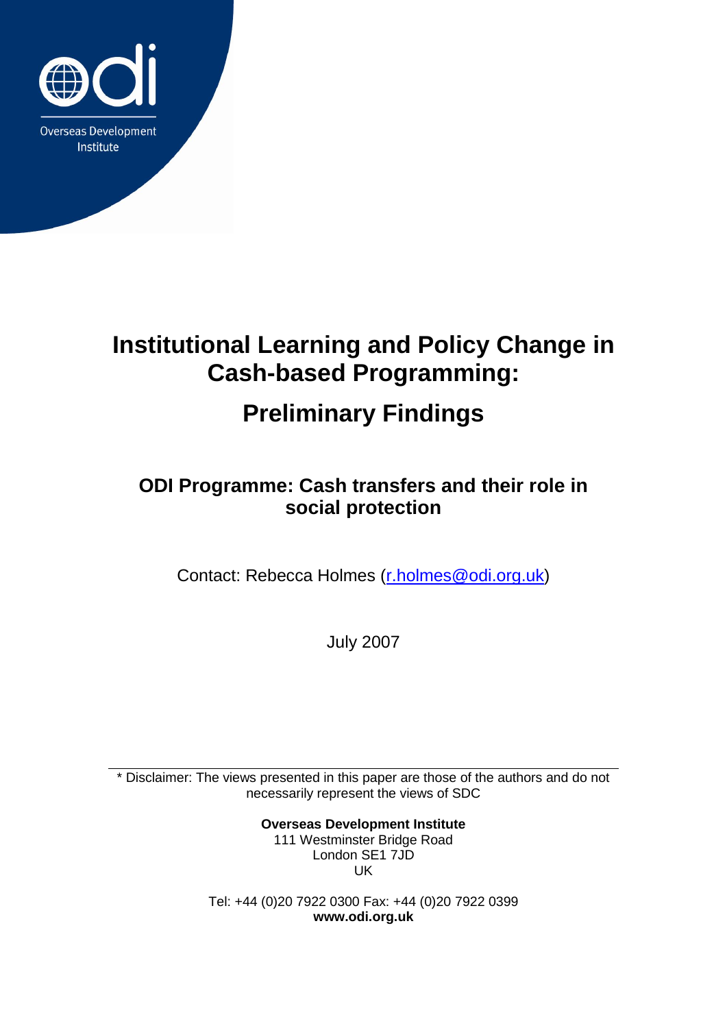Overseas Development Institute

# Institutional Learning and Policy Change in Cash-based Programming:

# Preliminary Findings

## ODI Programme: Cash transfers and their role in social protection

Contact: Rebecca Holmes (r.holmes@odi.org.uk)

July 2007

* Disclaimer: The views presented in this paper are those of the authors and do not necessarily represent the views of SDC

**Overseas Development Institute**
111 Westminster Bridge Road
London SE1 7JD
UK

Tel: +44 (0)20 7922 0300 Fax: +44 (0)20 7922 0399
**www.odi.org.uk**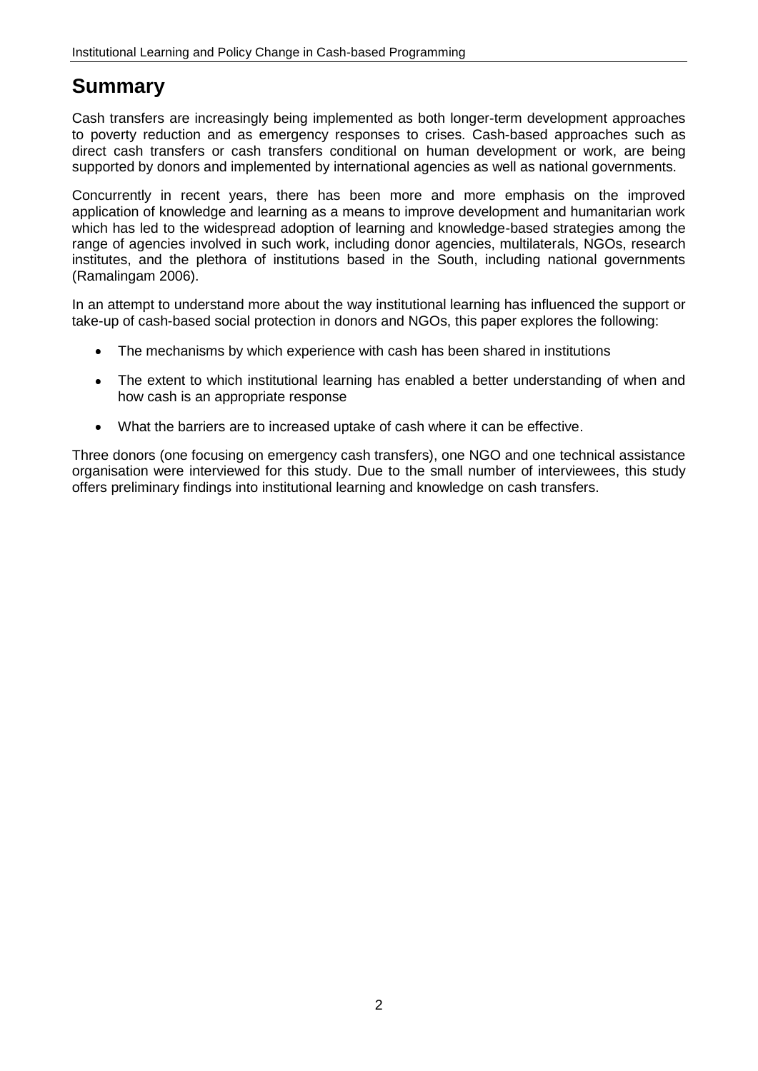# Summary

Cash transfers are increasingly being implemented as both longer-term development approaches to poverty reduction and as emergency responses to crises. Cash-based approaches such as direct cash transfers or cash transfers conditional on human development or work, are being supported by donors and implemented by international agencies as well as national governments.

Concurrently in recent years, there has been more and more emphasis on the improved application of knowledge and learning as a means to improve development and humanitarian work which has led to the widespread adoption of learning and knowledge-based strategies among the range of agencies involved in such work, including donor agencies, multilaterals, NGOs, research institutes, and the plethora of institutions based in the South, including national governments (Ramalingam 2006).

In an attempt to understand more about the way institutional learning has influenced the support or take-up of cash-based social protection in donors and NGOs, this paper explores the following:

- The mechanisms by which experience with cash has been shared in institutions
- The extent to which institutional learning has enabled a better understanding of when and how cash is an appropriate response
- What the barriers are to increased uptake of cash where it can be effective.

Three donors (one focusing on emergency cash transfers), one NGO and one technical assistance organisation were interviewed for this study. Due to the small number of interviewees, this study offers preliminary findings into institutional learning and knowledge on cash transfers.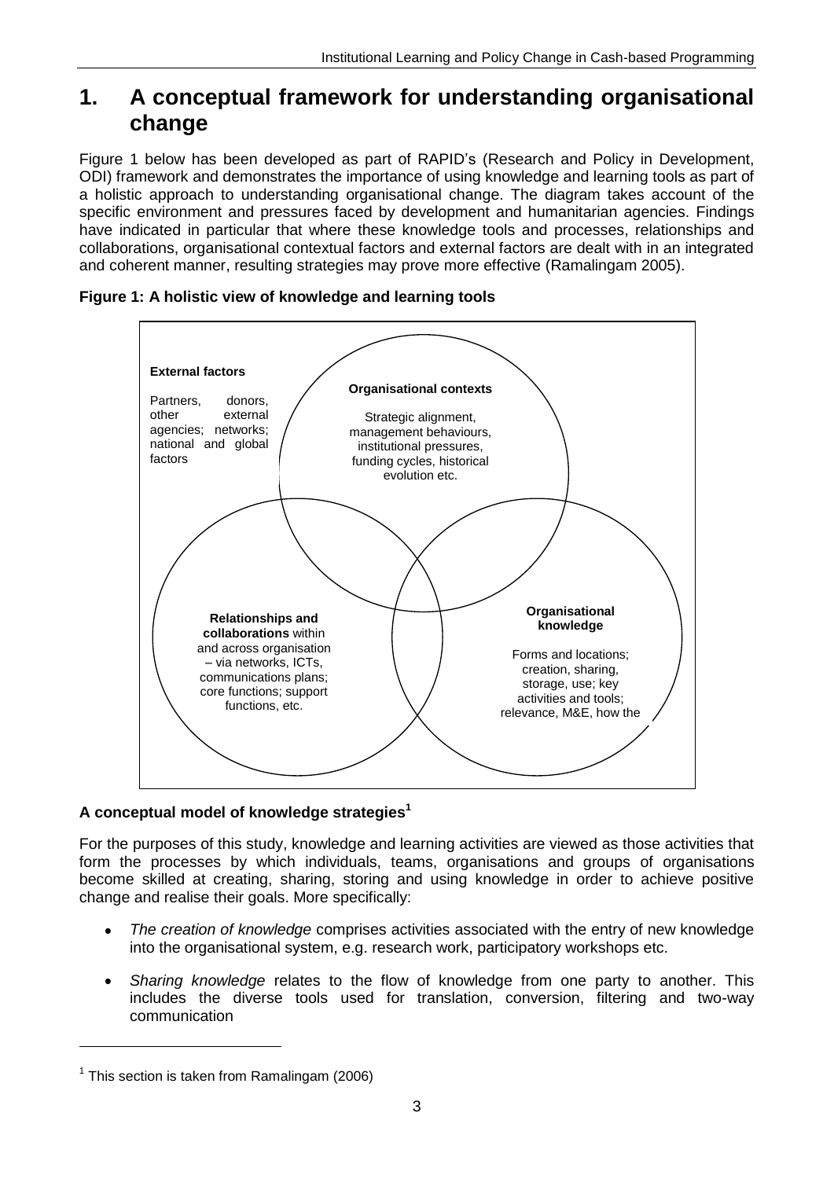# 1. A conceptual framework for understanding organisational change

Figure 1 below has been developed as part of RAPID's (Research and Policy in Development, ODI) framework and demonstrates the importance of using knowledge and learning tools as part of a holistic approach to understanding organisational change. The diagram takes account of the specific environment and pressures faced by development and humanitarian agencies. Findings have indicated in particular that where these knowledge tools and processes, relationships and collaborations, organisational contextual factors and external factors are dealt with in an integrated and coherent manner, resulting strategies may prove more effective (Ramalingam 2005).

**Figure 1: A holistic view of knowledge and learning tools**

**External factors**

Partners, donors, other external agencies; networks; national and global factors

**Organisational contexts**

Strategic alignment, management behaviours, institutional pressures, funding cycles, historical evolution etc.

**Relationships and collaborations** within and across organisation – via networks, ICTs, communications plans; core functions; support functions, etc.

**Organisational knowledge**

Forms and locations; creation, sharing, storage, use; key activities and tools; relevance, M&E, how the

### A conceptual model of knowledge strategies[1]

For the purposes of this study, knowledge and learning activities are viewed as those activities that form the processes by which individuals, teams, organisations and groups of organisations become skilled at creating, sharing, storing and using knowledge in order to achieve positive change and realise their goals. More specifically:

- *The creation of knowledge* comprises activities associated with the entry of new knowledge into the organisational system, e.g. research work, participatory workshops etc.
- *Sharing knowledge* relates to the flow of knowledge from one party to another. This includes the diverse tools used for translation, conversion, filtering and two-way communication

[1] This section is taken from Ramalingam (2006)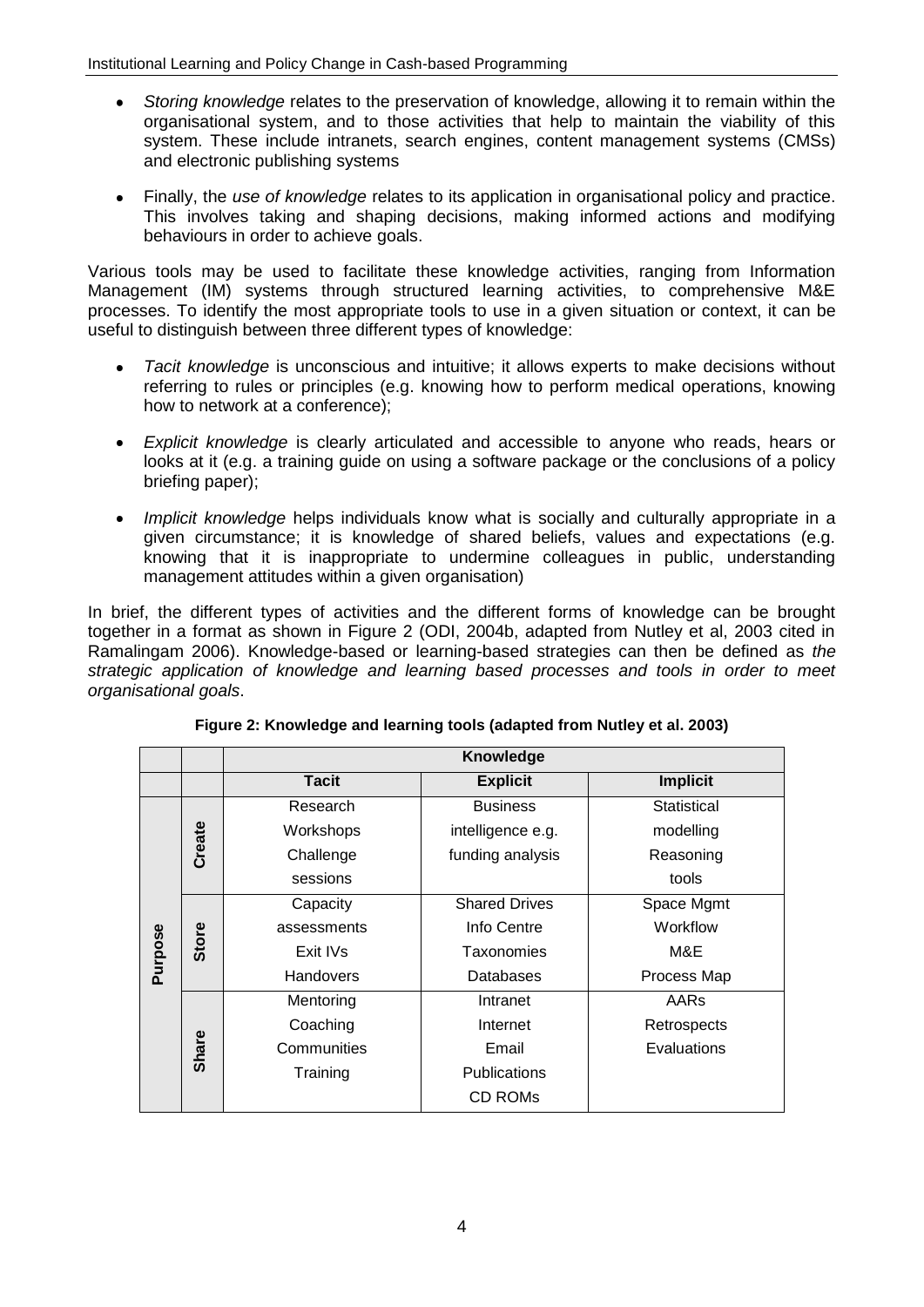- *Storing knowledge* relates to the preservation of knowledge, allowing it to remain within the organisational system, and to those activities that help to maintain the viability of this system. These include intranets, search engines, content management systems (CMSs) and electronic publishing systems

- Finally, the *use of knowledge* relates to its application in organisational policy and practice. This involves taking and shaping decisions, making informed actions and modifying behaviours in order to achieve goals.

Various tools may be used to facilitate these knowledge activities, ranging from Information Management (IM) systems through structured learning activities, to comprehensive M&E processes. To identify the most appropriate tools to use in a given situation or context, it can be useful to distinguish between three different types of knowledge:

- *Tacit knowledge* is unconscious and intuitive; it allows experts to make decisions without referring to rules or principles (e.g. knowing how to perform medical operations, knowing how to network at a conference);

- *Explicit knowledge* is clearly articulated and accessible to anyone who reads, hears or looks at it (e.g. a training guide on using a software package or the conclusions of a policy briefing paper);

- *Implicit knowledge* helps individuals know what is socially and culturally appropriate in a given circumstance; it is knowledge of shared beliefs, values and expectations (e.g. knowing that it is inappropriate to undermine colleagues in public, understanding management attitudes within a given organisation)

In brief, the different types of activities and the different forms of knowledge can be brought together in a format as shown in Figure 2 (ODI, 2004b, adapted from Nutley et al, 2003 cited in Ramalingam 2006). Knowledge-based or learning-based strategies can then be defined as *the strategic application of knowledge and learning based processes and tools in order to meet organisational goals*.

**Figure 2: Knowledge and learning tools (adapted from Nutley et al. 2003)**

| | | **Knowledge** | | |
|---|---|---|---|---|
| | | **Tacit** | **Explicit** | **Implicit** |
| **Purpose** | **Create** | Research Workshops Challenge sessions | Business intelligence e.g. funding analysis | Statistical modelling Reasoning tools |
| | **Store** | Capacity assessments Exit IVs Handovers | Shared Drives Info Centre Taxonomies Databases | Space Mgmt Workflow M&E Process Map |
| | **Share** | Mentoring Coaching Communities Training | Intranet Internet Email Publications CD ROMs | AARs Retrospects Evaluations |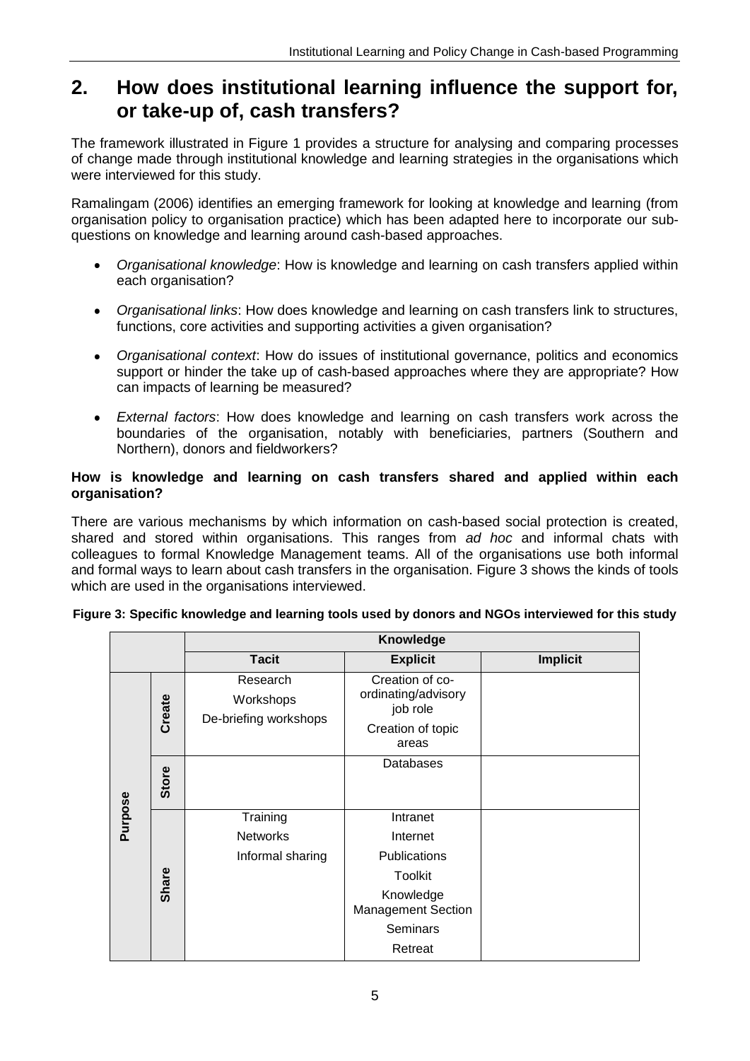## 2. How does institutional learning influence the support for, or take-up of, cash transfers?

The framework illustrated in Figure 1 provides a structure for analysing and comparing processes of change made through institutional knowledge and learning strategies in the organisations which were interviewed for this study.

Ramalingam (2006) identifies an emerging framework for looking at knowledge and learning (from organisation policy to organisation practice) which has been adapted here to incorporate our sub-questions on knowledge and learning around cash-based approaches.

- *Organisational knowledge*: How is knowledge and learning on cash transfers applied within each organisation?
- *Organisational links*: How does knowledge and learning on cash transfers link to structures, functions, core activities and supporting activities a given organisation?
- *Organisational context*: How do issues of institutional governance, politics and economics support or hinder the take up of cash-based approaches where they are appropriate? How can impacts of learning be measured?
- *External factors*: How does knowledge and learning on cash transfers work across the boundaries of the organisation, notably with beneficiaries, partners (Southern and Northern), donors and fieldworkers?

**How is knowledge and learning on cash transfers shared and applied within each organisation?**

There are various mechanisms by which information on cash-based social protection is created, shared and stored within organisations. This ranges from *ad hoc* and informal chats with colleagues to formal Knowledge Management teams. All of the organisations use both informal and formal ways to learn about cash transfers in the organisation. Figure 3 shows the kinds of tools which are used in the organisations interviewed.

**Figure 3: Specific knowledge and learning tools used by donors and NGOs interviewed for this study**

| | | Knowledge | | |
|---|---|---|---|---|
| | | **Tacit** | **Explicit** | **Implicit** |
| Purpose | Create | Research<br>Workshops<br>De-briefing workshops | Creation of co-ordinating/advisory job role<br>Creation of topic areas | |
| | Store | | Databases | |
| | Share | Training<br>Networks<br>Informal sharing | Intranet<br>Internet<br>Publications<br>Toolkit<br>Knowledge Management Section<br>Seminars<br>Retreat | |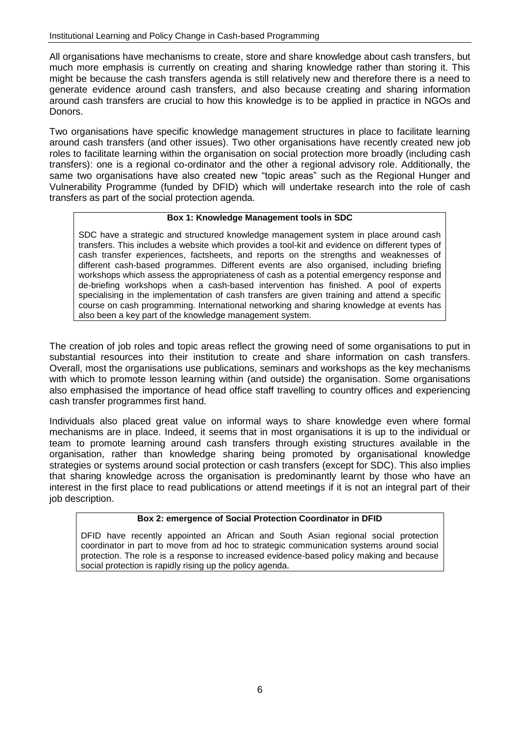All organisations have mechanisms to create, store and share knowledge about cash transfers, but much more emphasis is currently on creating and sharing knowledge rather than storing it. This might be because the cash transfers agenda is still relatively new and therefore there is a need to generate evidence around cash transfers, and also because creating and sharing information around cash transfers are crucial to how this knowledge is to be applied in practice in NGOs and Donors.

Two organisations have specific knowledge management structures in place to facilitate learning around cash transfers (and other issues). Two other organisations have recently created new job roles to facilitate learning within the organisation on social protection more broadly (including cash transfers): one is a regional co-ordinator and the other a regional advisory role. Additionally, the same two organisations have also created new "topic areas" such as the Regional Hunger and Vulnerability Programme (funded by DFID) which will undertake research into the role of cash transfers as part of the social protection agenda.

> **Box 1: Knowledge Management tools in SDC**
>
> SDC have a strategic and structured knowledge management system in place around cash transfers. This includes a website which provides a tool-kit and evidence on different types of cash transfer experiences, factsheets, and reports on the strengths and weaknesses of different cash-based programmes. Different events are also organised, including briefing workshops which assess the appropriateness of cash as a potential emergency response and de-briefing workshops when a cash-based intervention has finished. A pool of experts specialising in the implementation of cash transfers are given training and attend a specific course on cash programming. International networking and sharing knowledge at events has also been a key part of the knowledge management system.

The creation of job roles and topic areas reflect the growing need of some organisations to put in substantial resources into their institution to create and share information on cash transfers. Overall, most the organisations use publications, seminars and workshops as the key mechanisms with which to promote lesson learning within (and outside) the organisation. Some organisations also emphasised the importance of head office staff travelling to country offices and experiencing cash transfer programmes first hand.

Individuals also placed great value on informal ways to share knowledge even where formal mechanisms are in place. Indeed, it seems that in most organisations it is up to the individual or team to promote learning around cash transfers through existing structures available in the organisation, rather than knowledge sharing being promoted by organisational knowledge strategies or systems around social protection or cash transfers (except for SDC). This also implies that sharing knowledge across the organisation is predominantly learnt by those who have an interest in the first place to read publications or attend meetings if it is not an integral part of their job description.

> **Box 2: emergence of Social Protection Coordinator in DFID**
>
> DFID have recently appointed an African and South Asian regional social protection coordinator in part to move from ad hoc to strategic communication systems around social protection. The role is a response to increased evidence-based policy making and because social protection is rapidly rising up the policy agenda.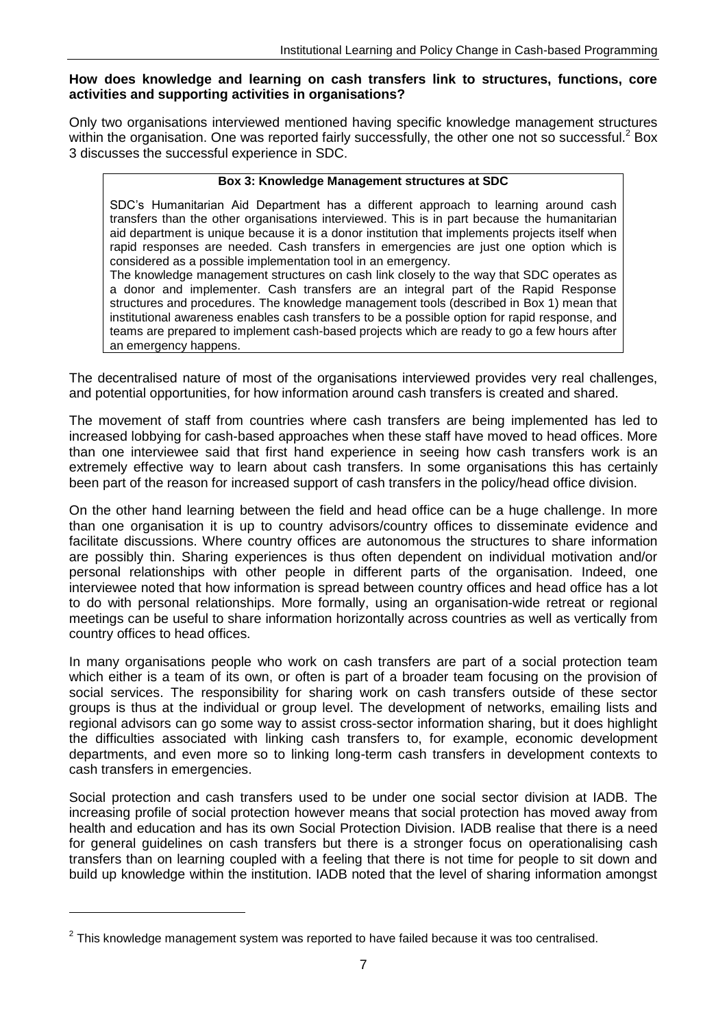**How does knowledge and learning on cash transfers link to structures, functions, core activities and supporting activities in organisations?**

Only two organisations interviewed mentioned having specific knowledge management structures within the organisation. One was reported fairly successfully, the other one not so successful.[2] Box 3 discusses the successful experience in SDC.

> **Box 3: Knowledge Management structures at SDC**
>
> SDC's Humanitarian Aid Department has a different approach to learning around cash transfers than the other organisations interviewed. This is in part because the humanitarian aid department is unique because it is a donor institution that implements projects itself when rapid responses are needed. Cash transfers in emergencies are just one option which is considered as a possible implementation tool in an emergency.
> The knowledge management structures on cash link closely to the way that SDC operates as a donor and implementer. Cash transfers are an integral part of the Rapid Response structures and procedures. The knowledge management tools (described in Box 1) mean that institutional awareness enables cash transfers to be a possible option for rapid response, and teams are prepared to implement cash-based projects which are ready to go a few hours after an emergency happens.

The decentralised nature of most of the organisations interviewed provides very real challenges, and potential opportunities, for how information around cash transfers is created and shared.

The movement of staff from countries where cash transfers are being implemented has led to increased lobbying for cash-based approaches when these staff have moved to head offices. More than one interviewee said that first hand experience in seeing how cash transfers work is an extremely effective way to learn about cash transfers. In some organisations this has certainly been part of the reason for increased support of cash transfers in the policy/head office division.

On the other hand learning between the field and head office can be a huge challenge. In more than one organisation it is up to country advisors/country offices to disseminate evidence and facilitate discussions. Where country offices are autonomous the structures to share information are possibly thin. Sharing experiences is thus often dependent on individual motivation and/or personal relationships with other people in different parts of the organisation. Indeed, one interviewee noted that how information is spread between country offices and head office has a lot to do with personal relationships. More formally, using an organisation-wide retreat or regional meetings can be useful to share information horizontally across countries as well as vertically from country offices to head offices.

In many organisations people who work on cash transfers are part of a social protection team which either is a team of its own, or often is part of a broader team focusing on the provision of social services. The responsibility for sharing work on cash transfers outside of these sector groups is thus at the individual or group level. The development of networks, emailing lists and regional advisors can go some way to assist cross-sector information sharing, but it does highlight the difficulties associated with linking cash transfers to, for example, economic development departments, and even more so to linking long-term cash transfers in development contexts to cash transfers in emergencies.

Social protection and cash transfers used to be under one social sector division at IADB. The increasing profile of social protection however means that social protection has moved away from health and education and has its own Social Protection Division. IADB realise that there is a need for general guidelines on cash transfers but there is a stronger focus on operationalising cash transfers than on learning coupled with a feeling that there is not time for people to sit down and build up knowledge within the institution. IADB noted that the level of sharing information amongst

---

[2] This knowledge management system was reported to have failed because it was too centralised.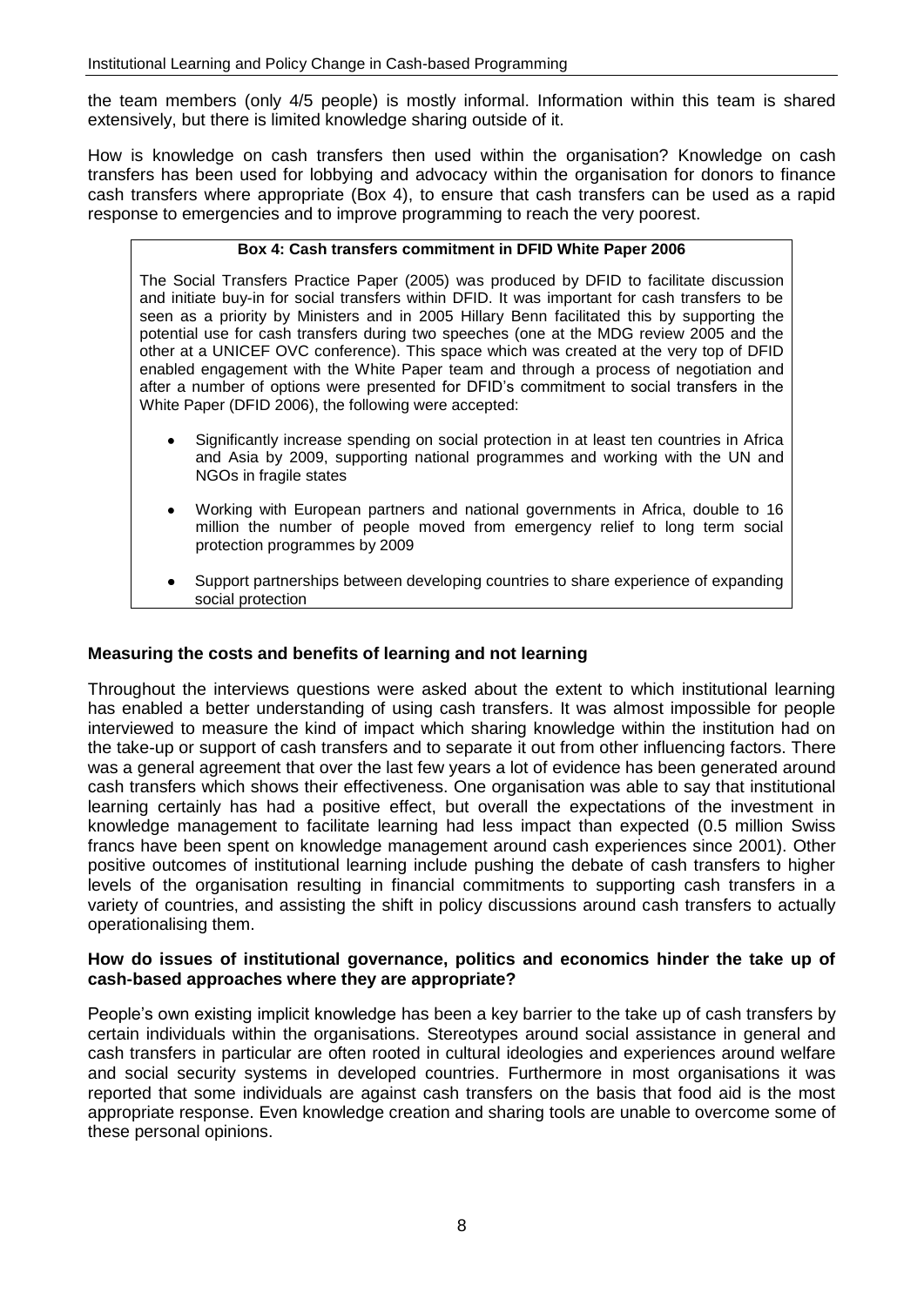the team members (only 4/5 people) is mostly informal. Information within this team is shared extensively, but there is limited knowledge sharing outside of it.

How is knowledge on cash transfers then used within the organisation? Knowledge on cash transfers has been used for lobbying and advocacy within the organisation for donors to finance cash transfers where appropriate (Box 4), to ensure that cash transfers can be used as a rapid response to emergencies and to improve programming to reach the very poorest.

**Box 4: Cash transfers commitment in DFID White Paper 2006**

The Social Transfers Practice Paper (2005) was produced by DFID to facilitate discussion and initiate buy-in for social transfers within DFID. It was important for cash transfers to be seen as a priority by Ministers and in 2005 Hillary Benn facilitated this by supporting the potential use for cash transfers during two speeches (one at the MDG review 2005 and the other at a UNICEF OVC conference). This space which was created at the very top of DFID enabled engagement with the White Paper team and through a process of negotiation and after a number of options were presented for DFID's commitment to social transfers in the White Paper (DFID 2006), the following were accepted:

- Significantly increase spending on social protection in at least ten countries in Africa and Asia by 2009, supporting national programmes and working with the UN and NGOs in fragile states
- Working with European partners and national governments in Africa, double to 16 million the number of people moved from emergency relief to long term social protection programmes by 2009
- Support partnerships between developing countries to share experience of expanding social protection

### Measuring the costs and benefits of learning and not learning

Throughout the interviews questions were asked about the extent to which institutional learning has enabled a better understanding of using cash transfers. It was almost impossible for people interviewed to measure the kind of impact which sharing knowledge within the institution had on the take-up or support of cash transfers and to separate it out from other influencing factors. There was a general agreement that over the last few years a lot of evidence has been generated around cash transfers which shows their effectiveness. One organisation was able to say that institutional learning certainly has had a positive effect, but overall the expectations of the investment in knowledge management to facilitate learning had less impact than expected (0.5 million Swiss francs have been spent on knowledge management around cash experiences since 2001). Other positive outcomes of institutional learning include pushing the debate of cash transfers to higher levels of the organisation resulting in financial commitments to supporting cash transfers in a variety of countries, and assisting the shift in policy discussions around cash transfers to actually operationalising them.

### How do issues of institutional governance, politics and economics hinder the take up of cash-based approaches where they are appropriate?

People's own existing implicit knowledge has been a key barrier to the take up of cash transfers by certain individuals within the organisations. Stereotypes around social assistance in general and cash transfers in particular are often rooted in cultural ideologies and experiences around welfare and social security systems in developed countries. Furthermore in most organisations it was reported that some individuals are against cash transfers on the basis that food aid is the most appropriate response. Even knowledge creation and sharing tools are unable to overcome some of these personal opinions.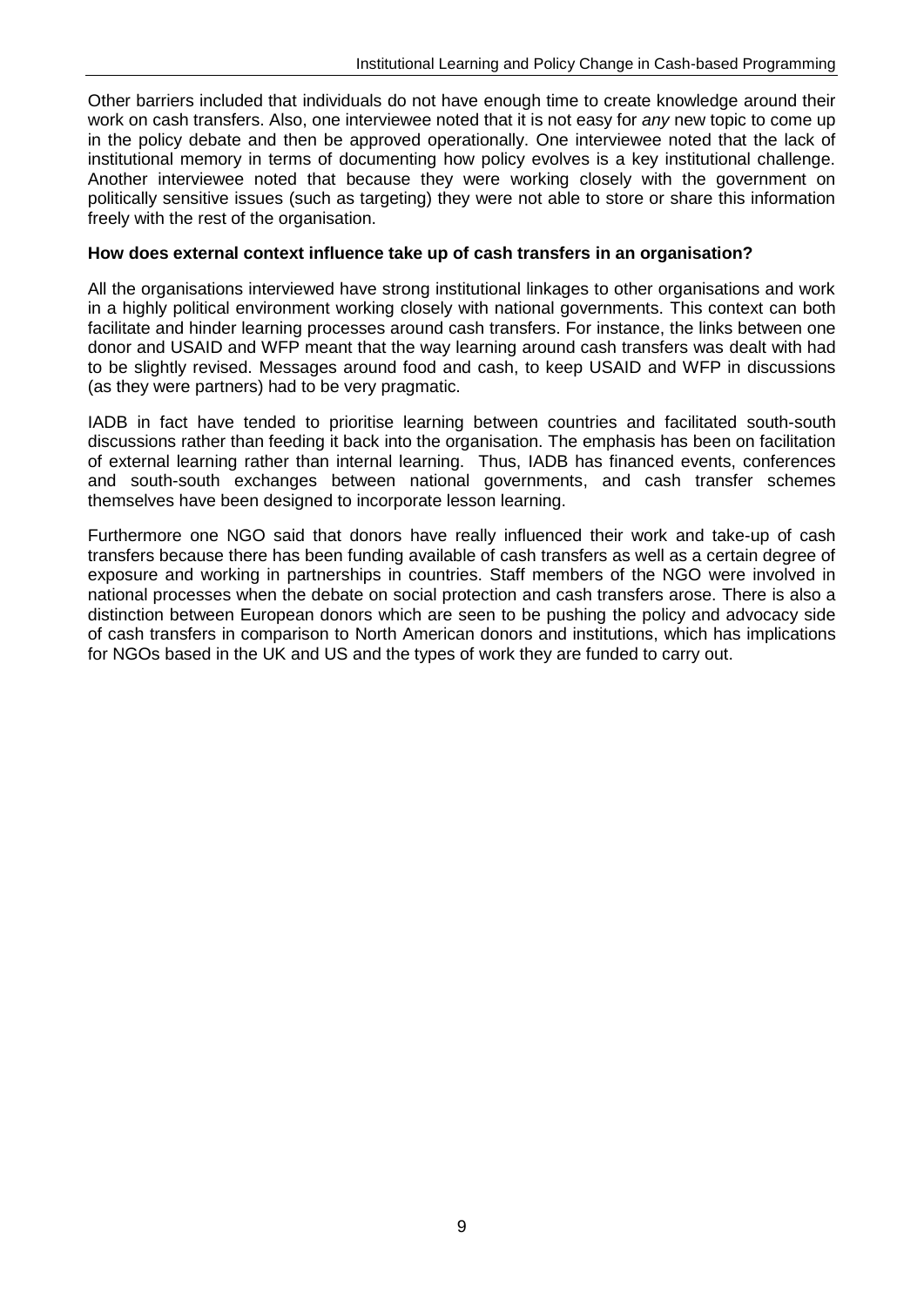Other barriers included that individuals do not have enough time to create knowledge around their work on cash transfers. Also, one interviewee noted that it is not easy for *any* new topic to come up in the policy debate and then be approved operationally. One interviewee noted that the lack of institutional memory in terms of documenting how policy evolves is a key institutional challenge. Another interviewee noted that because they were working closely with the government on politically sensitive issues (such as targeting) they were not able to store or share this information freely with the rest of the organisation.

**How does external context influence take up of cash transfers in an organisation?**

All the organisations interviewed have strong institutional linkages to other organisations and work in a highly political environment working closely with national governments. This context can both facilitate and hinder learning processes around cash transfers. For instance, the links between one donor and USAID and WFP meant that the way learning around cash transfers was dealt with had to be slightly revised. Messages around food and cash, to keep USAID and WFP in discussions (as they were partners) had to be very pragmatic.

IADB in fact have tended to prioritise learning between countries and facilitated south-south discussions rather than feeding it back into the organisation. The emphasis has been on facilitation of external learning rather than internal learning. Thus, IADB has financed events, conferences and south-south exchanges between national governments, and cash transfer schemes themselves have been designed to incorporate lesson learning.

Furthermore one NGO said that donors have really influenced their work and take-up of cash transfers because there has been funding available of cash transfers as well as a certain degree of exposure and working in partnerships in countries. Staff members of the NGO were involved in national processes when the debate on social protection and cash transfers arose. There is also a distinction between European donors which are seen to be pushing the policy and advocacy side of cash transfers in comparison to North American donors and institutions, which has implications for NGOs based in the UK and US and the types of work they are funded to carry out.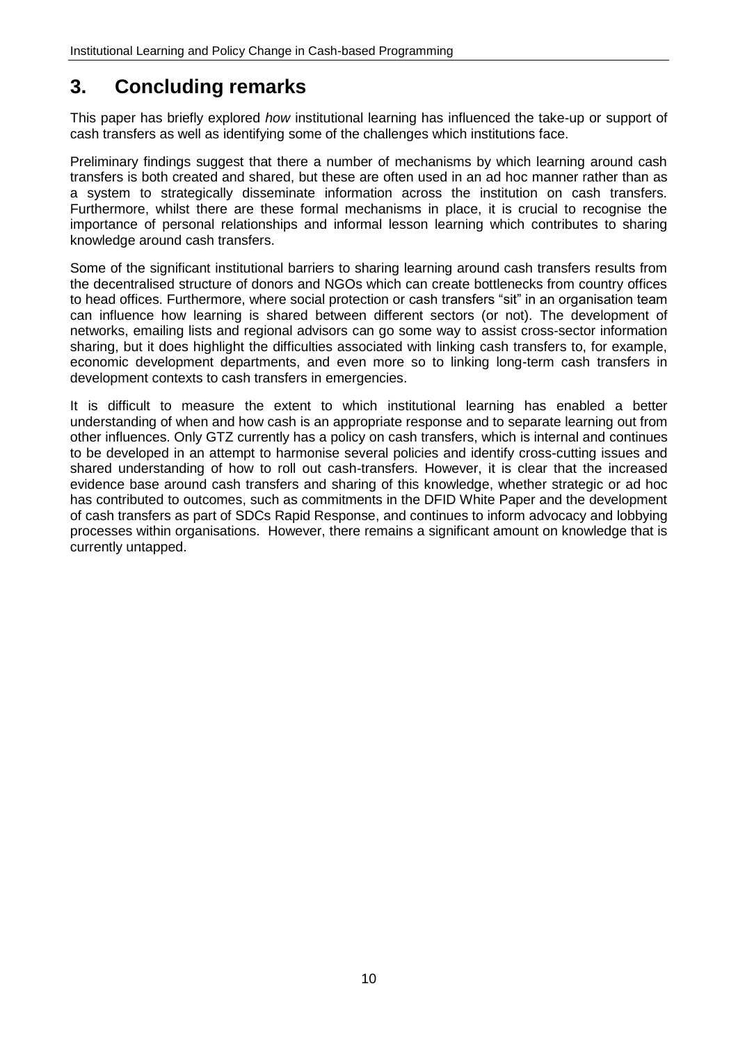# 3. Concluding remarks

This paper has briefly explored *how* institutional learning has influenced the take-up or support of cash transfers as well as identifying some of the challenges which institutions face.

Preliminary findings suggest that there a number of mechanisms by which learning around cash transfers is both created and shared, but these are often used in an ad hoc manner rather than as a system to strategically disseminate information across the institution on cash transfers. Furthermore, whilst there are these formal mechanisms in place, it is crucial to recognise the importance of personal relationships and informal lesson learning which contributes to sharing knowledge around cash transfers.

Some of the significant institutional barriers to sharing learning around cash transfers results from the decentralised structure of donors and NGOs which can create bottlenecks from country offices to head offices. Furthermore, where social protection or cash transfers "sit" in an organisation team can influence how learning is shared between different sectors (or not). The development of networks, emailing lists and regional advisors can go some way to assist cross-sector information sharing, but it does highlight the difficulties associated with linking cash transfers to, for example, economic development departments, and even more so to linking long-term cash transfers in development contexts to cash transfers in emergencies.

It is difficult to measure the extent to which institutional learning has enabled a better understanding of when and how cash is an appropriate response and to separate learning out from other influences. Only GTZ currently has a policy on cash transfers, which is internal and continues to be developed in an attempt to harmonise several policies and identify cross-cutting issues and shared understanding of how to roll out cash-transfers. However, it is clear that the increased evidence base around cash transfers and sharing of this knowledge, whether strategic or ad hoc has contributed to outcomes, such as commitments in the DFID White Paper and the development of cash transfers as part of SDCs Rapid Response, and continues to inform advocacy and lobbying processes within organisations. However, there remains a significant amount on knowledge that is currently untapped.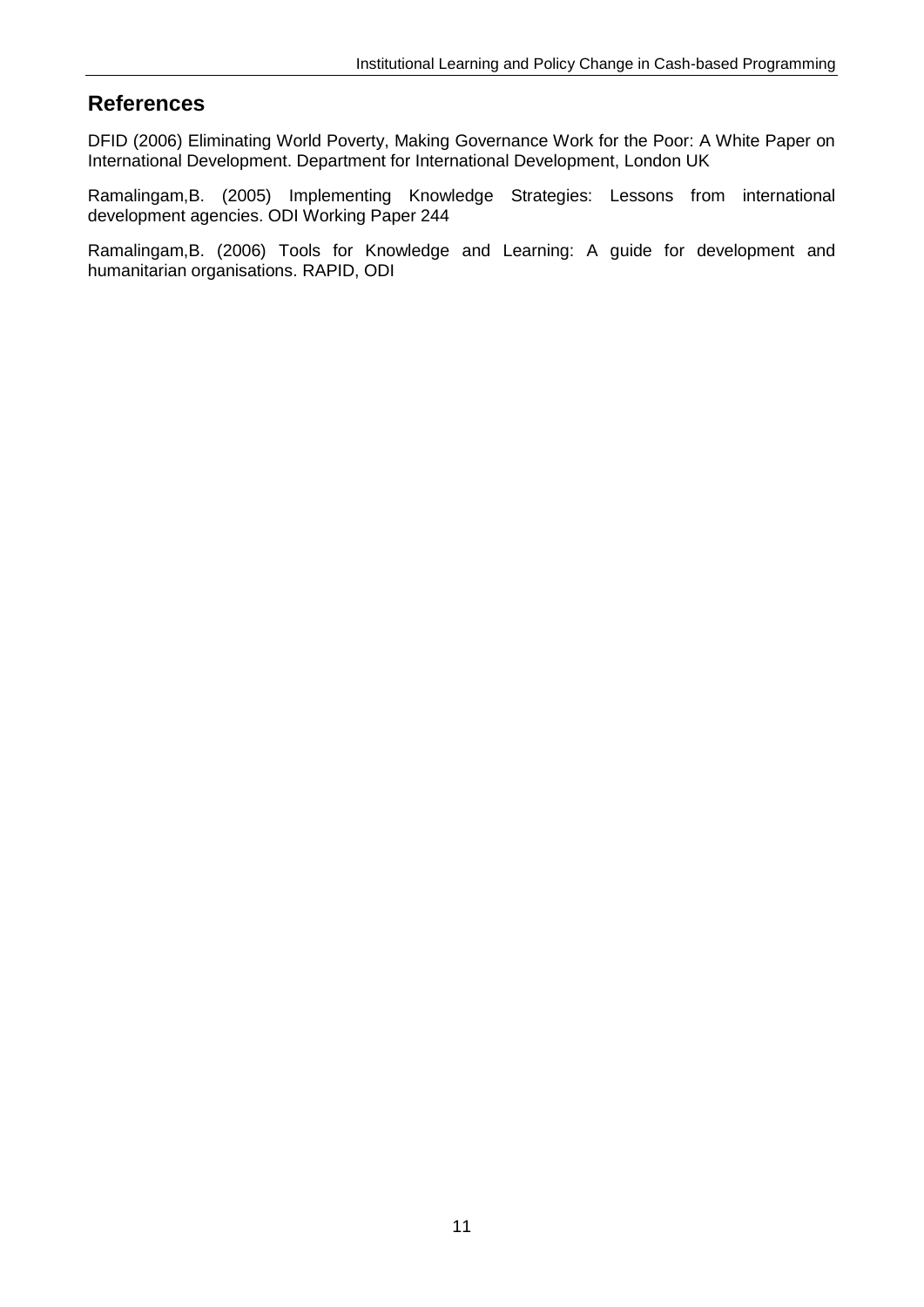## References

DFID (2006) Eliminating World Poverty, Making Governance Work for the Poor: A White Paper on International Development. Department for International Development, London UK

Ramalingam,B. (2005) Implementing Knowledge Strategies: Lessons from international development agencies. ODI Working Paper 244

Ramalingam,B. (2006) Tools for Knowledge and Learning: A guide for development and humanitarian organisations. RAPID, ODI